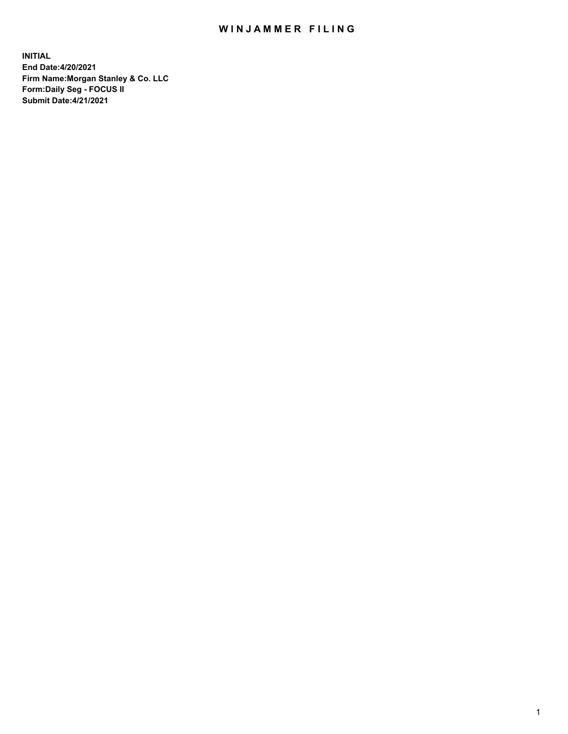# WINJAMMER FILING

**INITIAL**
**End Date:4/20/2021**
**Firm Name:Morgan Stanley & Co. LLC**
**Form:Daily Seg - FOCUS II**
**Submit Date:4/21/2021**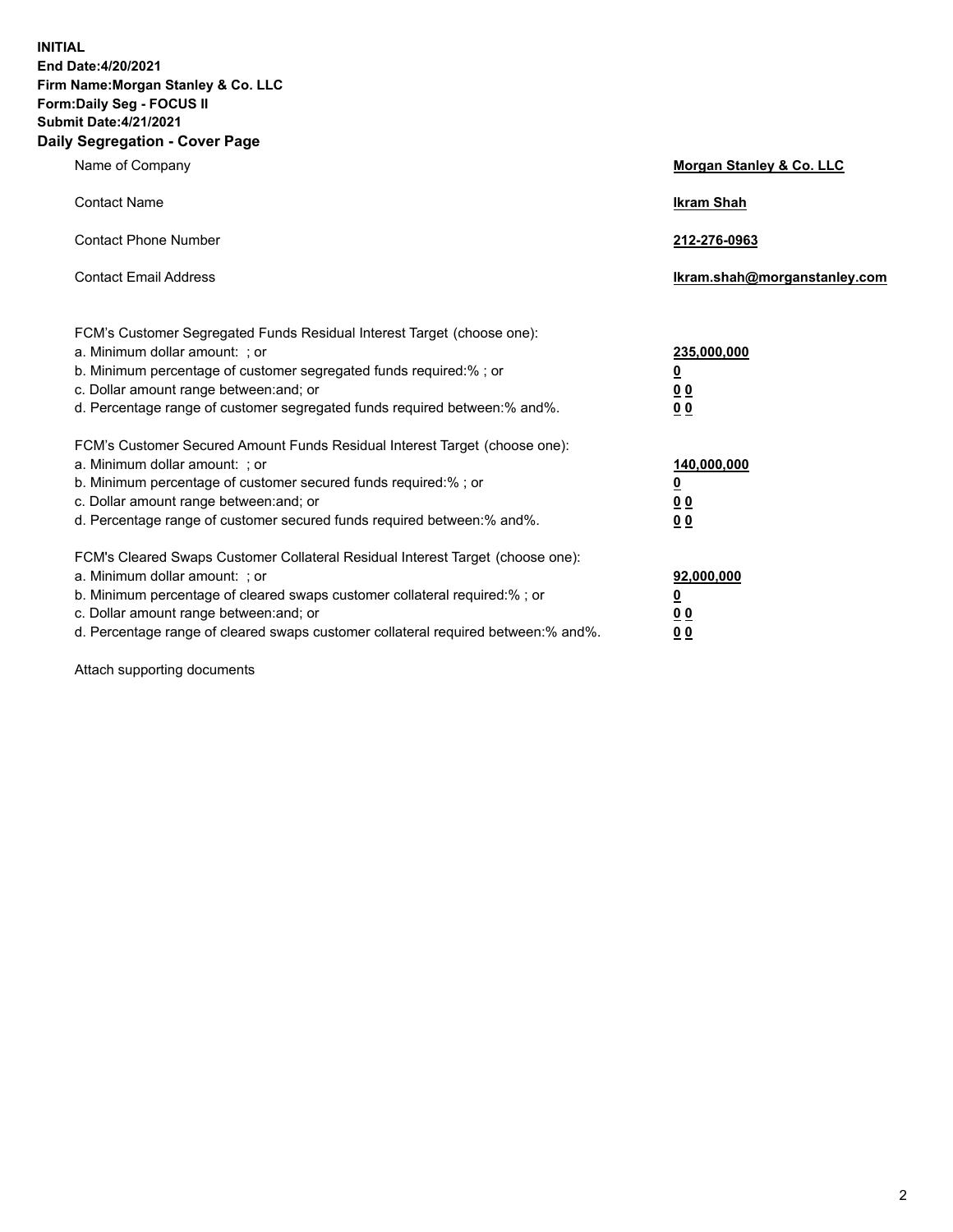**INITIAL**
**End Date:4/20/2021**
**Firm Name:Morgan Stanley & Co. LLC**
**Form:Daily Seg - FOCUS II**
**Submit Date:4/21/2021**
**Daily Segregation - Cover Page**

| | |
|---|---|
| Name of Company | **Morgan Stanley & Co. LLC** |
| Contact Name | **Ikram Shah** |
| Contact Phone Number | **212-276-0963** |
| Contact Email Address | **Ikram.shah@morganstanley.com** |

FCM's Customer Segregated Funds Residual Interest Target (choose one):

| | |
|---|---|
| a. Minimum dollar amount: ; or | **235,000,000** |
| b. Minimum percentage of customer segregated funds required:% ; or | **0** |
| c. Dollar amount range between:and; or | **0 0** |
| d. Percentage range of customer segregated funds required between:% and%. | **0 0** |

FCM's Customer Secured Amount Funds Residual Interest Target (choose one):

| | |
|---|---|
| a. Minimum dollar amount: ; or | **140,000,000** |
| b. Minimum percentage of customer secured funds required:% ; or | **0** |
| c. Dollar amount range between:and; or | **0 0** |
| d. Percentage range of customer secured funds required between:% and%. | **0 0** |

FCM's Cleared Swaps Customer Collateral Residual Interest Target (choose one):

| | |
|---|---|
| a. Minimum dollar amount: ; or | **92,000,000** |
| b. Minimum percentage of cleared swaps customer collateral required:% ; or | **0** |
| c. Dollar amount range between:and; or | **0 0** |
| d. Percentage range of cleared swaps customer collateral required between:% and%. | **0 0** |

Attach supporting documents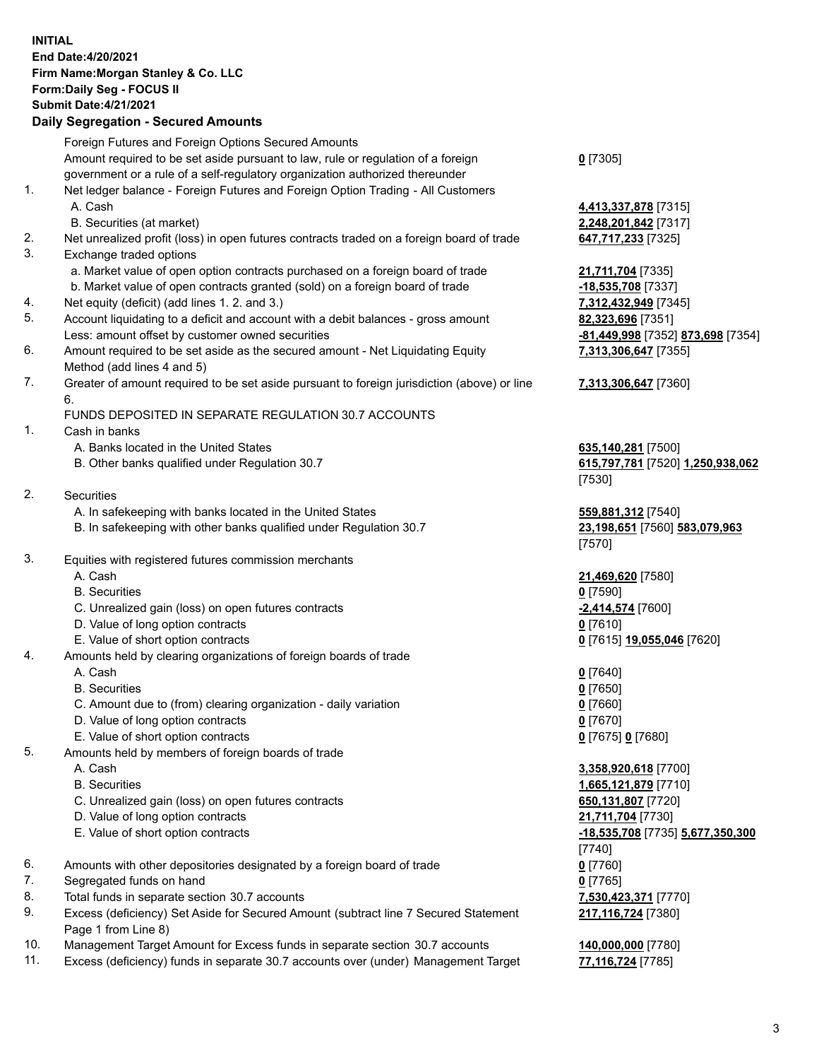**INITIAL**
**End Date:4/20/2021**
**Firm Name:Morgan Stanley & Co. LLC**
**Form:Daily Seg - FOCUS II**
**Submit Date:4/21/2021**

**Daily Segregation - Secured Amounts**

| | | |
|---|---|---|
| | Foreign Futures and Foreign Options Secured Amounts | |
| | Amount required to be set aside pursuant to law, rule or regulation of a foreign government or a rule of a self-regulatory organization authorized thereunder | **0** [7305] |
| 1. | Net ledger balance - Foreign Futures and Foreign Option Trading - All Customers | |
| | A. Cash | **4,413,337,878** [7315] |
| | B. Securities (at market) | **2,248,201,842** [7317] |
| 2. | Net unrealized profit (loss) in open futures contracts traded on a foreign board of trade | **647,717,233** [7325] |
| 3. | Exchange traded options | |
| | a. Market value of open option contracts purchased on a foreign board of trade | **21,711,704** [7335] |
| | b. Market value of open contracts granted (sold) on a foreign board of trade | **-18,535,708** [7337] |
| 4. | Net equity (deficit) (add lines 1. 2. and 3.) | **7,312,432,949** [7345] |
| 5. | Account liquidating to a deficit and account with a debit balances - gross amount | **82,323,696** [7351] |
| | Less: amount offset by customer owned securities | **-81,449,998** [7352] **873,698** [7354] |
| 6. | Amount required to be set aside as the secured amount - Net Liquidating Equity Method (add lines 4 and 5) | **7,313,306,647** [7355] |
| 7. | Greater of amount required to be set aside pursuant to foreign jurisdiction (above) or line 6. | **7,313,306,647** [7360] |
| | FUNDS DEPOSITED IN SEPARATE REGULATION 30.7 ACCOUNTS | |
| 1. | Cash in banks | |
| | A. Banks located in the United States | **635,140,281** [7500] |
| | B. Other banks qualified under Regulation 30.7 | **615,797,781** [7520] **1,250,938,062** [7530] |
| 2. | Securities | |
| | A. In safekeeping with banks located in the United States | **559,881,312** [7540] |
| | B. In safekeeping with other banks qualified under Regulation 30.7 | **23,198,651** [7560] **583,079,963** [7570] |
| 3. | Equities with registered futures commission merchants | |
| | A. Cash | **21,469,620** [7580] |
| | B. Securities | **0** [7590] |
| | C. Unrealized gain (loss) on open futures contracts | **-2,414,574** [7600] |
| | D. Value of long option contracts | **0** [7610] |
| | E. Value of short option contracts | **0** [7615] **19,055,046** [7620] |
| 4. | Amounts held by clearing organizations of foreign boards of trade | |
| | A. Cash | **0** [7640] |
| | B. Securities | **0** [7650] |
| | C. Amount due to (from) clearing organization - daily variation | **0** [7660] |
| | D. Value of long option contracts | **0** [7670] |
| | E. Value of short option contracts | **0** [7675] **0** [7680] |
| 5. | Amounts held by members of foreign boards of trade | |
| | A. Cash | **3,358,920,618** [7700] |
| | B. Securities | **1,665,121,879** [7710] |
| | C. Unrealized gain (loss) on open futures contracts | **650,131,807** [7720] |
| | D. Value of long option contracts | **21,711,704** [7730] |
| | E. Value of short option contracts | **-18,535,708** [7735] **5,677,350,300** [7740] |
| 6. | Amounts with other depositories designated by a foreign board of trade | **0** [7760] |
| 7. | Segregated funds on hand | **0** [7765] |
| 8. | Total funds in separate section 30.7 accounts | **7,530,423,371** [7770] |
| 9. | Excess (deficiency) Set Aside for Secured Amount (subtract line 7 Secured Statement Page 1 from Line 8) | **217,116,724** [7380] |
| 10. | Management Target Amount for Excess funds in separate section 30.7 accounts | **140,000,000** [7780] |
| 11. | Excess (deficiency) funds in separate 30.7 accounts over (under) Management Target | **77,116,724** [7785] |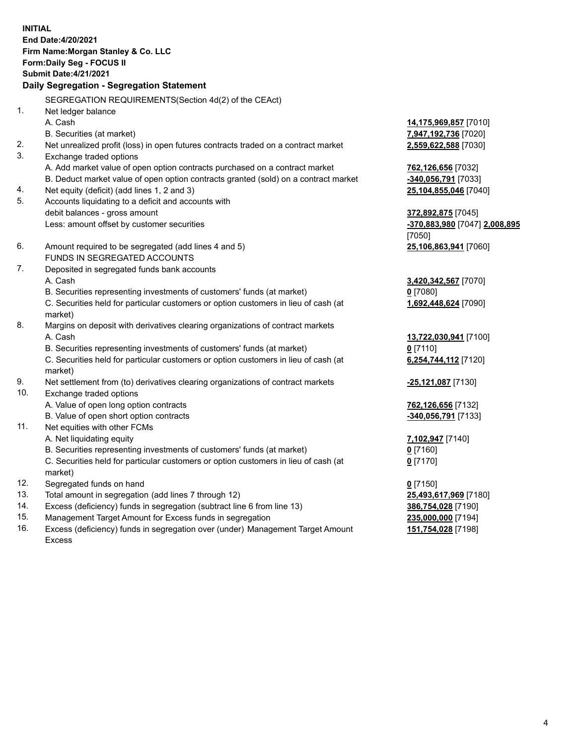**INITIAL**
**End Date:4/20/2021**
**Firm Name:Morgan Stanley & Co. LLC**
**Form:Daily Seg - FOCUS II**
**Submit Date:4/21/2021**

### Daily Segregation - Segregation Statement

SEGREGATION REQUIREMENTS(Section 4d(2) of the CEAct)

| No. | Description | Amount |
|---|---|---|
| 1. | Net ledger balance | |
| | A. Cash | **14,175,969,857** [7010] |
| | B. Securities (at market) | **7,947,192,736** [7020] |
| 2. | Net unrealized profit (loss) in open futures contracts traded on a contract market | **2,559,622,588** [7030] |
| 3. | Exchange traded options | |
| | A. Add market value of open option contracts purchased on a contract market | **762,126,656** [7032] |
| | B. Deduct market value of open option contracts granted (sold) on a contract market | **-340,056,791** [7033] |
| 4. | Net equity (deficit) (add lines 1, 2 and 3) | **25,104,855,046** [7040] |
| 5. | Accounts liquidating to a deficit and accounts with debit balances - gross amount | **372,892,875** [7045] |
| | Less: amount offset by customer securities | **-370,883,980** [7047] **2,008,895** [7050] |
| 6. | Amount required to be segregated (add lines 4 and 5) | **25,106,863,941** [7060] |
| | FUNDS IN SEGREGATED ACCOUNTS | |
| 7. | Deposited in segregated funds bank accounts | |
| | A. Cash | **3,420,342,567** [7070] |
| | B. Securities representing investments of customers' funds (at market) | **0** [7080] |
| | C. Securities held for particular customers or option customers in lieu of cash (at market) | **1,692,448,624** [7090] |
| 8. | Margins on deposit with derivatives clearing organizations of contract markets | |
| | A. Cash | **13,722,030,941** [7100] |
| | B. Securities representing investments of customers' funds (at market) | **0** [7110] |
| | C. Securities held for particular customers or option customers in lieu of cash (at market) | **6,254,744,112** [7120] |
| 9. | Net settlement from (to) derivatives clearing organizations of contract markets | **-25,121,087** [7130] |
| 10. | Exchange traded options | |
| | A. Value of open long option contracts | **762,126,656** [7132] |
| | B. Value of open short option contracts | **-340,056,791** [7133] |
| 11. | Net equities with other FCMs | |
| | A. Net liquidating equity | **7,102,947** [7140] |
| | B. Securities representing investments of customers' funds (at market) | **0** [7160] |
| | C. Securities held for particular customers or option customers in lieu of cash (at market) | **0** [7170] |
| 12. | Segregated funds on hand | **0** [7150] |
| 13. | Total amount in segregation (add lines 7 through 12) | **25,493,617,969** [7180] |
| 14. | Excess (deficiency) funds in segregation (subtract line 6 from line 13) | **386,754,028** [7190] |
| 15. | Management Target Amount for Excess funds in segregation | **235,000,000** [7194] |
| 16. | Excess (deficiency) funds in segregation over (under) Management Target Amount Excess | **151,754,028** [7198] |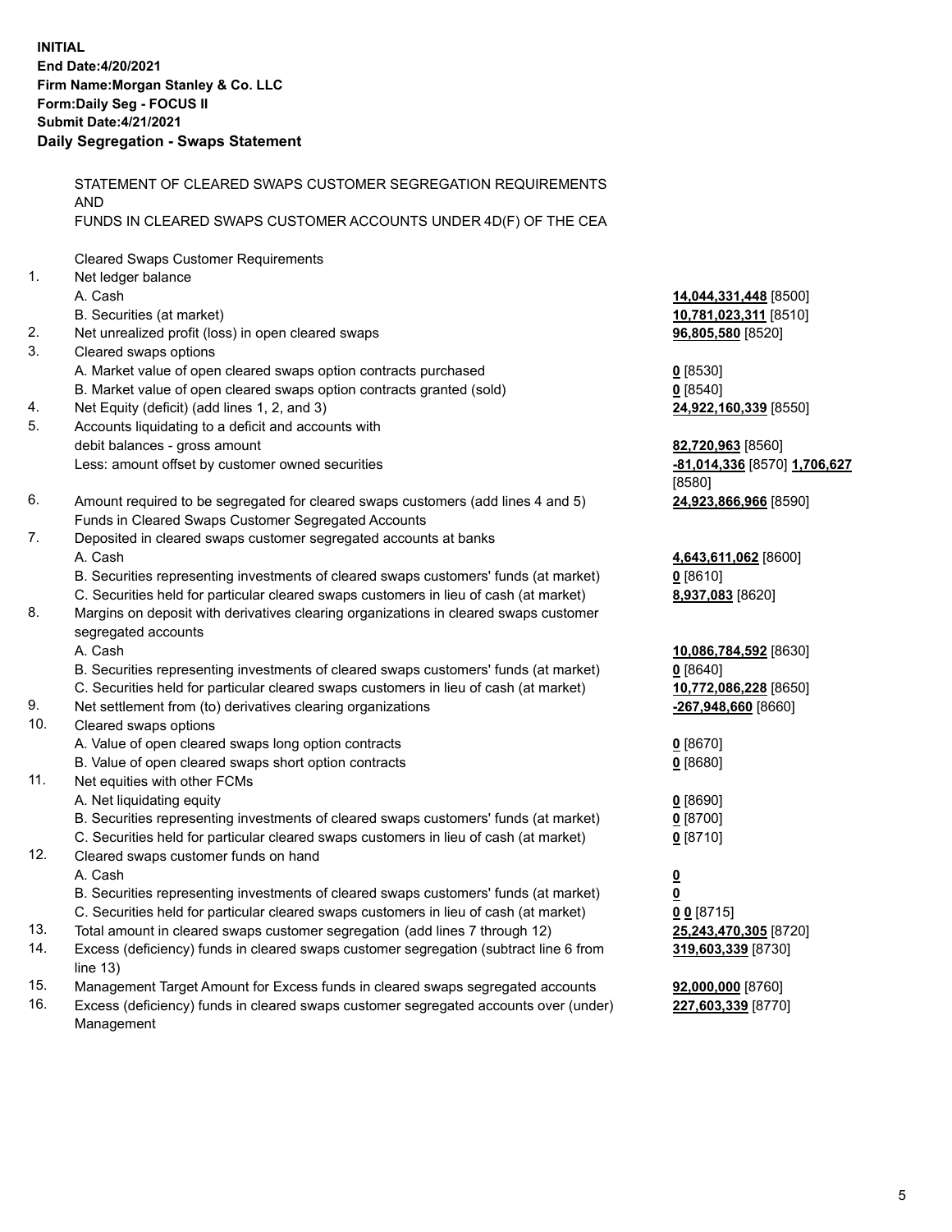**INITIAL**
**End Date:4/20/2021**
**Firm Name:Morgan Stanley & Co. LLC**
**Form:Daily Seg - FOCUS II**
**Submit Date:4/21/2021**
**Daily Segregation - Swaps Statement**

STATEMENT OF CLEARED SWAPS CUSTOMER SEGREGATION REQUIREMENTS AND FUNDS IN CLEARED SWAPS CUSTOMER ACCOUNTS UNDER 4D(F) OF THE CEA

| | | |
|---|---|---|
| | Cleared Swaps Customer Requirements | |
| 1. | Net ledger balance | |
| | A. Cash | **14,044,331,448** [8500] |
| | B. Securities (at market) | **10,781,023,311** [8510] |
| 2. | Net unrealized profit (loss) in open cleared swaps | **96,805,580** [8520] |
| 3. | Cleared swaps options | |
| | A. Market value of open cleared swaps option contracts purchased | **0** [8530] |
| | B. Market value of open cleared swaps option contracts granted (sold) | **0** [8540] |
| 4. | Net Equity (deficit) (add lines 1, 2, and 3) | **24,922,160,339** [8550] |
| 5. | Accounts liquidating to a deficit and accounts with debit balances - gross amount | **82,720,963** [8560] |
| | Less: amount offset by customer owned securities | **-81,014,336** [8570] **1,706,627** [8580] |
| 6. | Amount required to be segregated for cleared swaps customers (add lines 4 and 5) | **24,923,866,966** [8590] |
| | Funds in Cleared Swaps Customer Segregated Accounts | |
| 7. | Deposited in cleared swaps customer segregated accounts at banks | |
| | A. Cash | **4,643,611,062** [8600] |
| | B. Securities representing investments of cleared swaps customers' funds (at market) | **0** [8610] |
| | C. Securities held for particular cleared swaps customers in lieu of cash (at market) | **8,937,083** [8620] |
| 8. | Margins on deposit with derivatives clearing organizations in cleared swaps customer segregated accounts | |
| | A. Cash | **10,086,784,592** [8630] |
| | B. Securities representing investments of cleared swaps customers' funds (at market) | **0** [8640] |
| | C. Securities held for particular cleared swaps customers in lieu of cash (at market) | **10,772,086,228** [8650] |
| 9. | Net settlement from (to) derivatives clearing organizations | **-267,948,660** [8660] |
| 10. | Cleared swaps options | |
| | A. Value of open cleared swaps long option contracts | **0** [8670] |
| | B. Value of open cleared swaps short option contracts | **0** [8680] |
| 11. | Net equities with other FCMs | |
| | A. Net liquidating equity | **0** [8690] |
| | B. Securities representing investments of cleared swaps customers' funds (at market) | **0** [8700] |
| | C. Securities held for particular cleared swaps customers in lieu of cash (at market) | **0** [8710] |
| 12. | Cleared swaps customer funds on hand | |
| | A. Cash | **0** |
| | B. Securities representing investments of cleared swaps customers' funds (at market) | **0** |
| | C. Securities held for particular cleared swaps customers in lieu of cash (at market) | **0** **0** [8715] |
| 13. | Total amount in cleared swaps customer segregation (add lines 7 through 12) | **25,243,470,305** [8720] |
| 14. | Excess (deficiency) funds in cleared swaps customer segregation (subtract line 6 from line 13) | **319,603,339** [8730] |
| 15. | Management Target Amount for Excess funds in cleared swaps segregated accounts | **92,000,000** [8760] |
| 16. | Excess (deficiency) funds in cleared swaps customer segregated accounts over (under) Management | **227,603,339** [8770] |